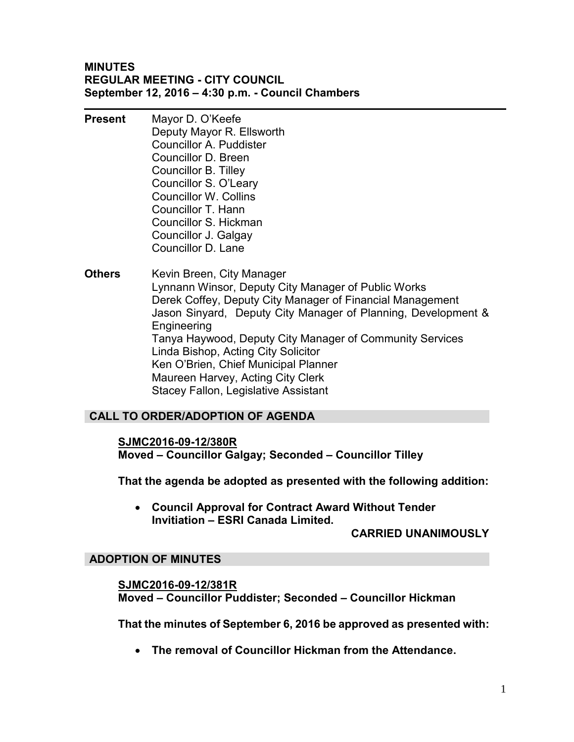# MINUTES
## REGULAR MEETING - CITY COUNCIL
### September 12, 2016 – 4:30 p.m. - Council Chambers

---

**Present**
Mayor D. O'Keefe
Deputy Mayor R. Ellsworth
Councillor A. Puddister
Councillor D. Breen
Councillor B. Tilley
Councillor S. O'Leary
Councillor W. Collins
Councillor T. Hann
Councillor S. Hickman
Councillor J. Galgay
Councillor D. Lane

**Others**
Kevin Breen, City Manager
Lynnann Winsor, Deputy City Manager of Public Works
Derek Coffey, Deputy City Manager of Financial Management
Jason Sinyard, Deputy City Manager of Planning, Development & Engineering
Tanya Haywood, Deputy City Manager of Community Services
Linda Bishop, Acting City Solicitor
Ken O'Brien, Chief Municipal Planner
Maureen Harvey, Acting City Clerk
Stacey Fallon, Legislative Assistant

## CALL TO ORDER/ADOPTION OF AGENDA

**SJMC2016-09-12/380R**
**Moved – Councillor Galgay; Seconded – Councillor Tilley**

**That the agenda be adopted as presented with the following addition:**

- **Council Approval for Contract Award Without Tender Invitiation – ESRI Canada Limited.**

**CARRIED UNANIMOUSLY**

## ADOPTION OF MINUTES

**SJMC2016-09-12/381R**
**Moved – Councillor Puddister; Seconded – Councillor Hickman**

**That the minutes of September 6, 2016 be approved as presented with:**

- **The removal of Councillor Hickman from the Attendance.**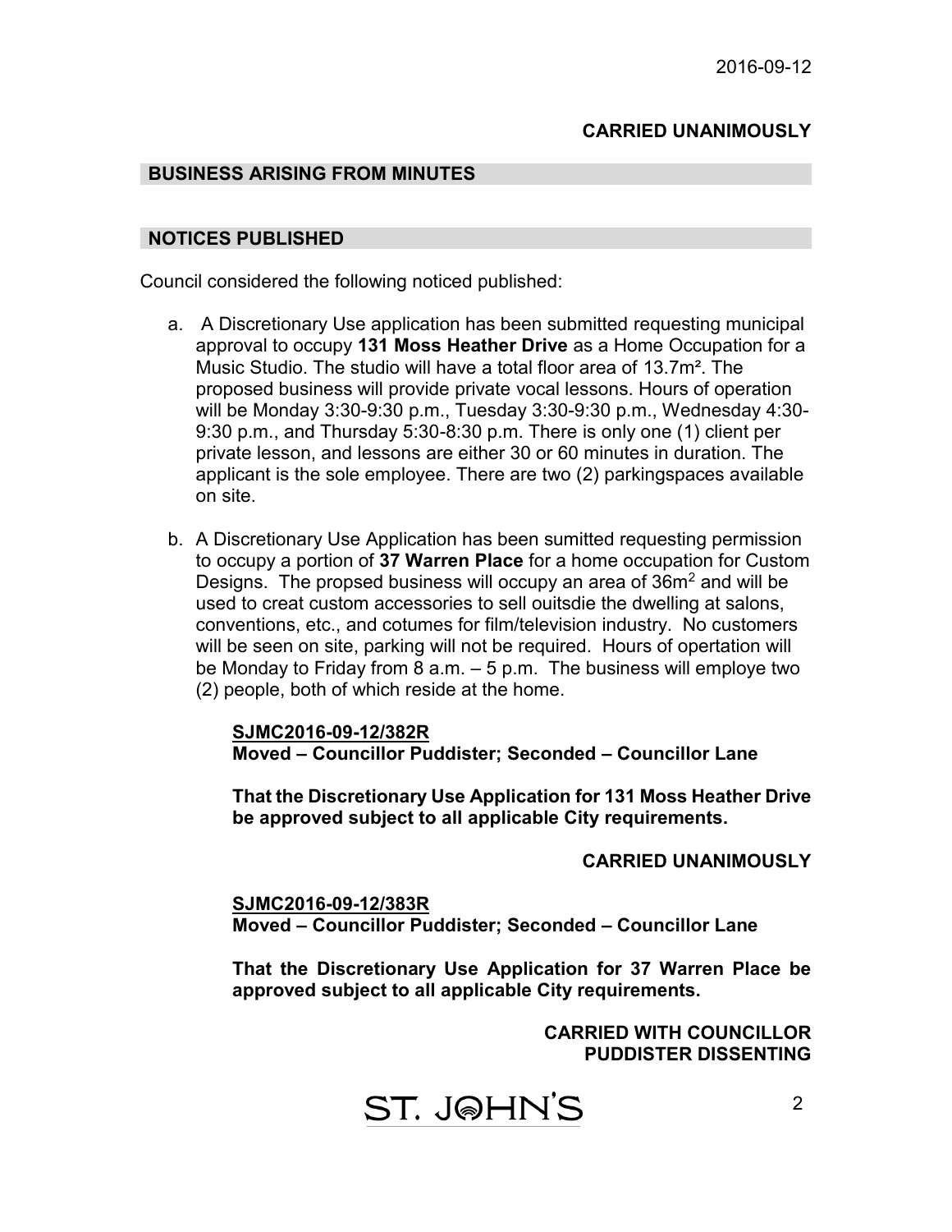**CARRIED UNANIMOUSLY**

## BUSINESS ARISING FROM MINUTES

## NOTICES PUBLISHED

Council considered the following noticed published:

a. A Discretionary Use application has been submitted requesting municipal approval to occupy **131 Moss Heather Drive** as a Home Occupation for a Music Studio. The studio will have a total floor area of 13.7m². The proposed business will provide private vocal lessons. Hours of operation will be Monday 3:30-9:30 p.m., Tuesday 3:30-9:30 p.m., Wednesday 4:30-9:30 p.m., and Thursday 5:30-8:30 p.m. There is only one (1) client per private lesson, and lessons are either 30 or 60 minutes in duration. The applicant is the sole employee. There are two (2) parkingspaces available on site.

b. A Discretionary Use Application has been sumitted requesting permission to occupy a portion of **37 Warren Place** for a home occupation for Custom Designs. The propsed business will occupy an area of 36m$^2$ and will be used to creat custom accessories to sell ouitsdie the dwelling at salons, conventions, etc., and cotumes for film/television industry. No customers will be seen on site, parking will not be required. Hours of opertation will be Monday to Friday from 8 a.m. – 5 p.m. The business will employe two (2) people, both of which reside at the home.

**SJMC2016-09-12/382R**
**Moved – Councillor Puddister; Seconded – Councillor Lane**

**That the Discretionary Use Application for 131 Moss Heather Drive be approved subject to all applicable City requirements.**

**CARRIED UNANIMOUSLY**

**SJMC2016-09-12/383R**
**Moved – Councillor Puddister; Seconded – Councillor Lane**

**That the Discretionary Use Application for 37 Warren Place be approved subject to all applicable City requirements.**

**CARRIED WITH COUNCILLOR PUDDISTER DISSENTING**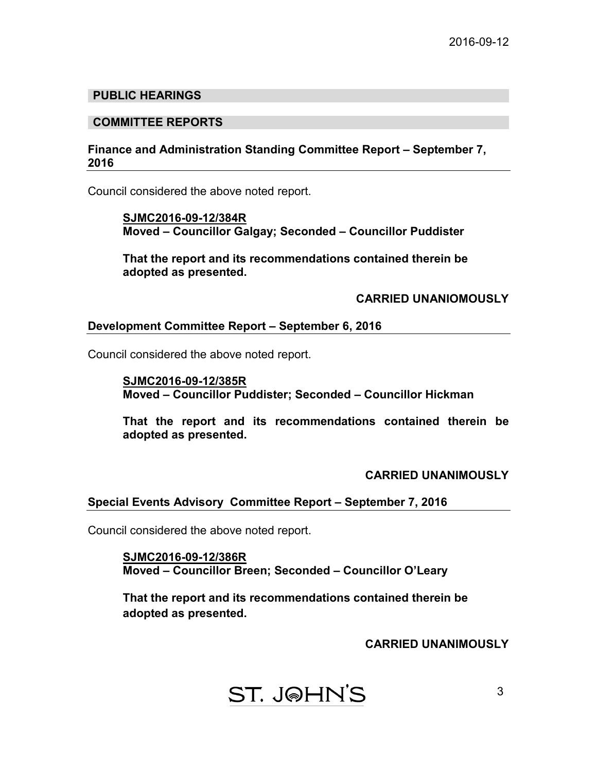## PUBLIC HEARINGS

## COMMITTEE REPORTS

### Finance and Administration Standing Committee Report – September 7, 2016

Council considered the above noted report.

**SJMC2016-09-12/384R**
**Moved – Councillor Galgay; Seconded – Councillor Puddister**

**That the report and its recommendations contained therein be adopted as presented.**

**CARRIED UNANIOMOUSLY**

### Development Committee Report – September 6, 2016

Council considered the above noted report.

**SJMC2016-09-12/385R**
**Moved – Councillor Puddister; Seconded – Councillor Hickman**

**That the report and its recommendations contained therein be adopted as presented.**

**CARRIED UNANIMOUSLY**

### Special Events Advisory Committee Report – September 7, 2016

Council considered the above noted report.

**SJMC2016-09-12/386R**
**Moved – Councillor Breen; Seconded – Councillor O'Leary**

**That the report and its recommendations contained therein be adopted as presented.**

**CARRIED UNANIMOUSLY**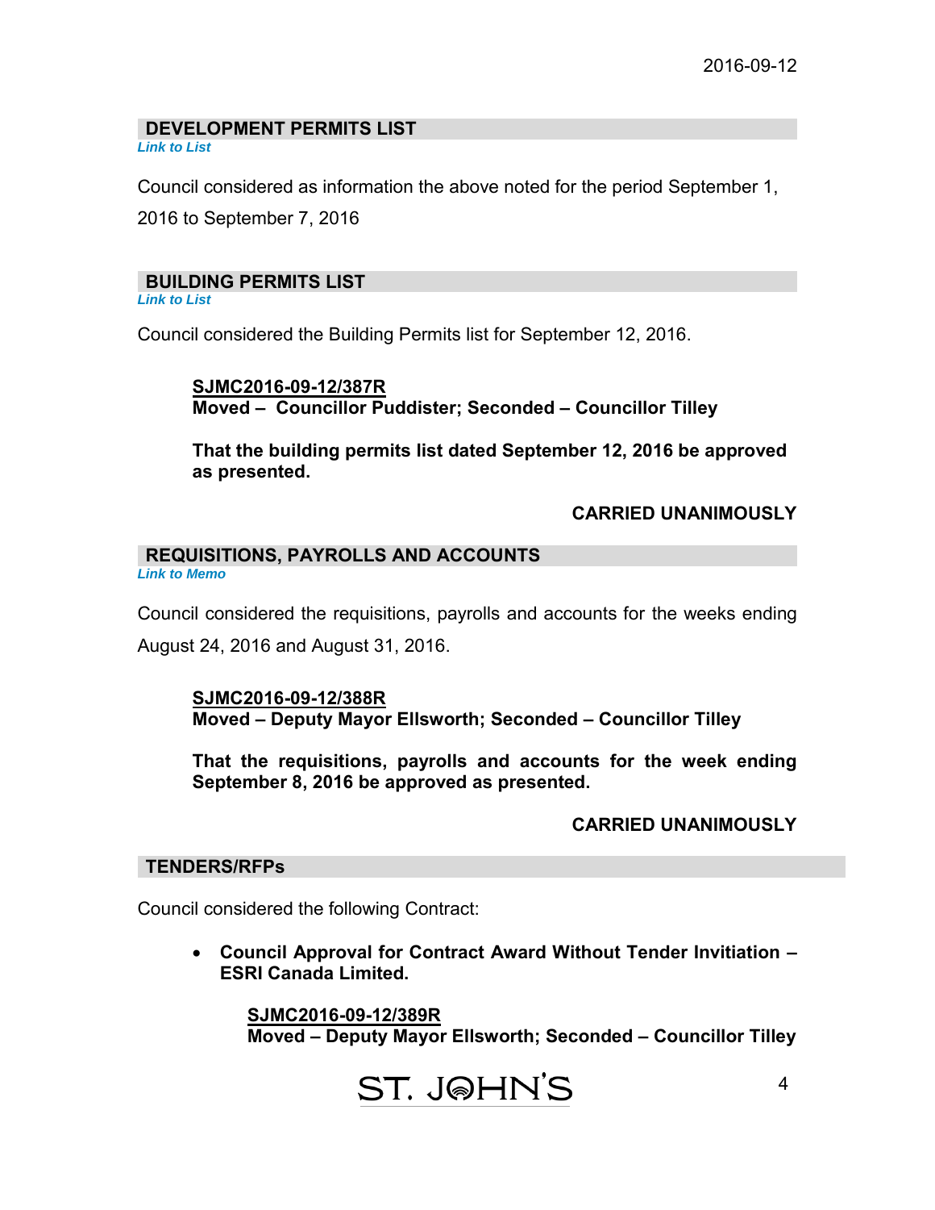## DEVELOPMENT PERMITS LIST

*Link to List*

Council considered as information the above noted for the period September 1, 2016 to September 7, 2016

## BUILDING PERMITS LIST

*Link to List*

Council considered the Building Permits list for September 12, 2016.

**SJMC2016-09-12/387R**
**Moved – Councillor Puddister; Seconded – Councillor Tilley**

**That the building permits list dated September 12, 2016 be approved as presented.**

**CARRIED UNANIMOUSLY**

## REQUISITIONS, PAYROLLS AND ACCOUNTS

*Link to Memo*

Council considered the requisitions, payrolls and accounts for the weeks ending August 24, 2016 and August 31, 2016.

**SJMC2016-09-12/388R**
**Moved – Deputy Mayor Ellsworth; Seconded – Councillor Tilley**

**That the requisitions, payrolls and accounts for the week ending September 8, 2016 be approved as presented.**

**CARRIED UNANIMOUSLY**

## TENDERS/RFPs

Council considered the following Contract:

- **Council Approval for Contract Award Without Tender Invitiation – ESRI Canada Limited.**

**SJMC2016-09-12/389R**
**Moved – Deputy Mayor Ellsworth; Seconded – Councillor Tilley**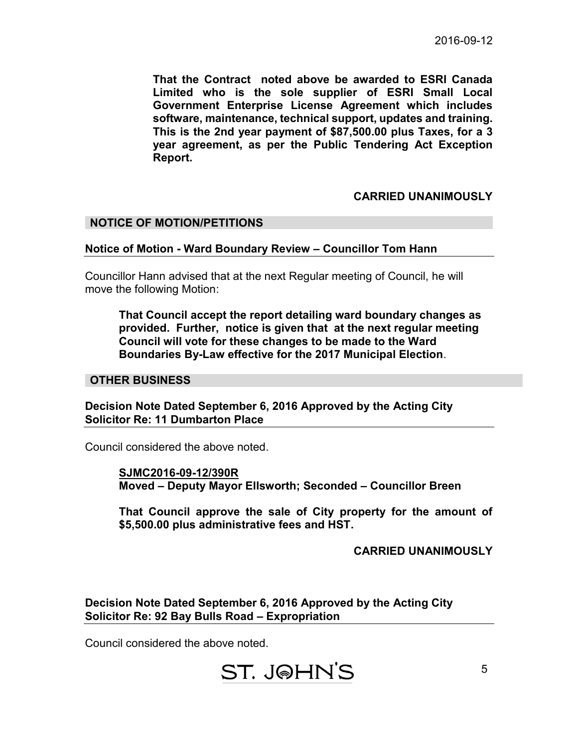**That the Contract noted above be awarded to ESRI Canada Limited who is the sole supplier of ESRI Small Local Government Enterprise License Agreement which includes software, maintenance, technical support, updates and training. This is the 2nd year payment of $87,500.00 plus Taxes, for a 3 year agreement, as per the Public Tendering Act Exception Report.**

**CARRIED UNANIMOUSLY**

## NOTICE OF MOTION/PETITIONS

### Notice of Motion - Ward Boundary Review – Councillor Tom Hann

Councillor Hann advised that at the next Regular meeting of Council, he will move the following Motion:

> **That Council accept the report detailing ward boundary changes as provided. Further, notice is given that at the next regular meeting Council will vote for these changes to be made to the Ward Boundaries By-Law effective for the 2017 Municipal Election**.

## OTHER BUSINESS

### Decision Note Dated September 6, 2016 Approved by the Acting City Solicitor Re: 11 Dumbarton Place

Council considered the above noted.

> **SJMC2016-09-12/390R**
> **Moved – Deputy Mayor Ellsworth; Seconded – Councillor Breen**
>
> **That Council approve the sale of City property for the amount of $5,500.00 plus administrative fees and HST.**

**CARRIED UNANIMOUSLY**

### Decision Note Dated September 6, 2016 Approved by the Acting City Solicitor Re: 92 Bay Bulls Road – Expropriation

Council considered the above noted.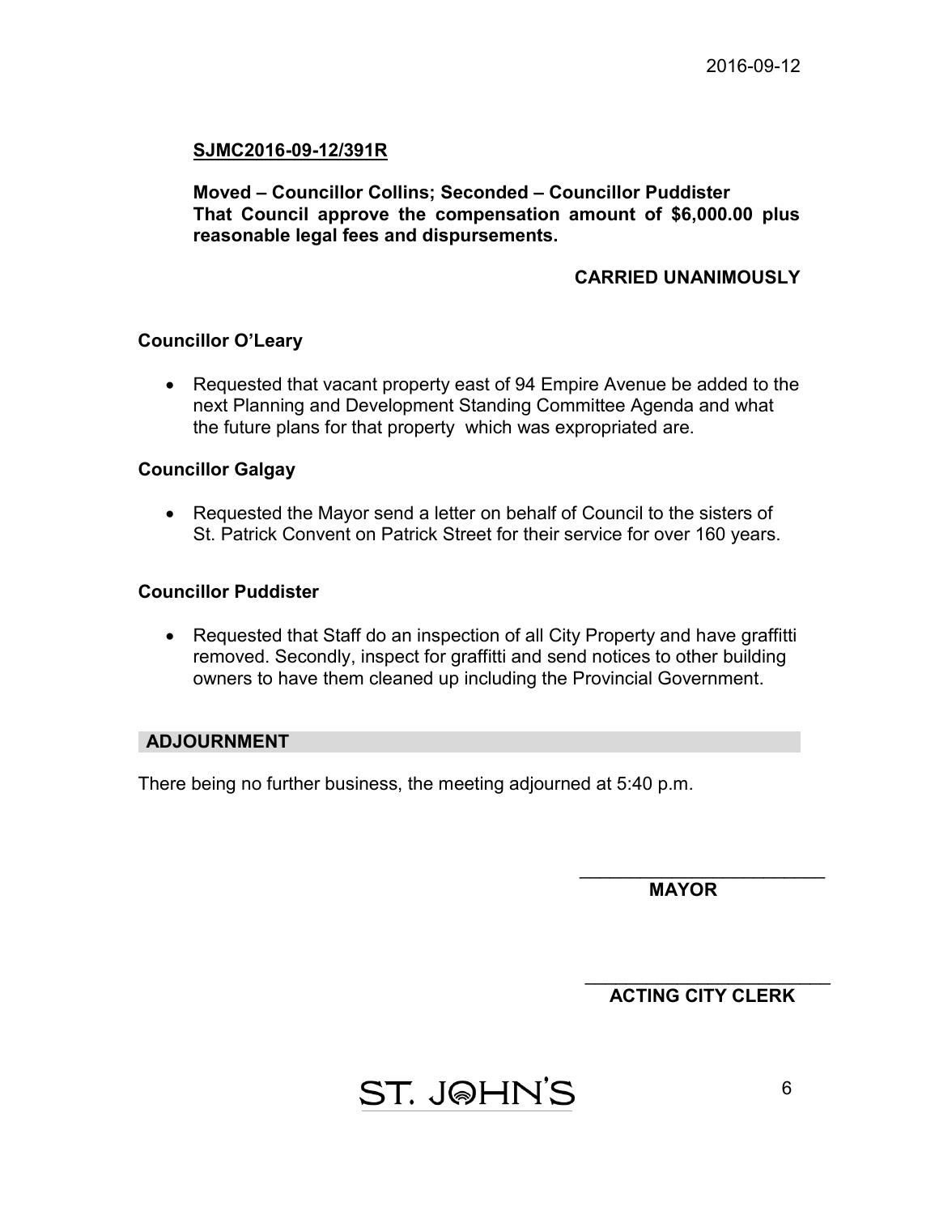**SJMC2016-09-12/391R**

**Moved – Councillor Collins; Seconded – Councillor Puddister**
**That Council approve the compensation amount of $6,000.00 plus reasonable legal fees and dispursements.**

**CARRIED UNANIMOUSLY**

**Councillor O'Leary**

- Requested that vacant property east of 94 Empire Avenue be added to the next Planning and Development Standing Committee Agenda and what the future plans for that property which was expropriated are.

**Councillor Galgay**

- Requested the Mayor send a letter on behalf of Council to the sisters of St. Patrick Convent on Patrick Street for their service for over 160 years.

**Councillor Puddister**

- Requested that Staff do an inspection of all City Property and have graffitti removed. Secondly, inspect for graffitti and send notices to other building owners to have them cleaned up including the Provincial Government.

## ADJOURNMENT

There being no further business, the meeting adjourned at 5:40 p.m.

\_\_\_\_\_\_\_\_\_\_\_\_\_\_\_\_\_\_\_\_\_\_\_\_
**MAYOR**

\_\_\_\_\_\_\_\_\_\_\_\_\_\_\_\_\_\_\_\_\_\_\_\_
**ACTING CITY CLERK**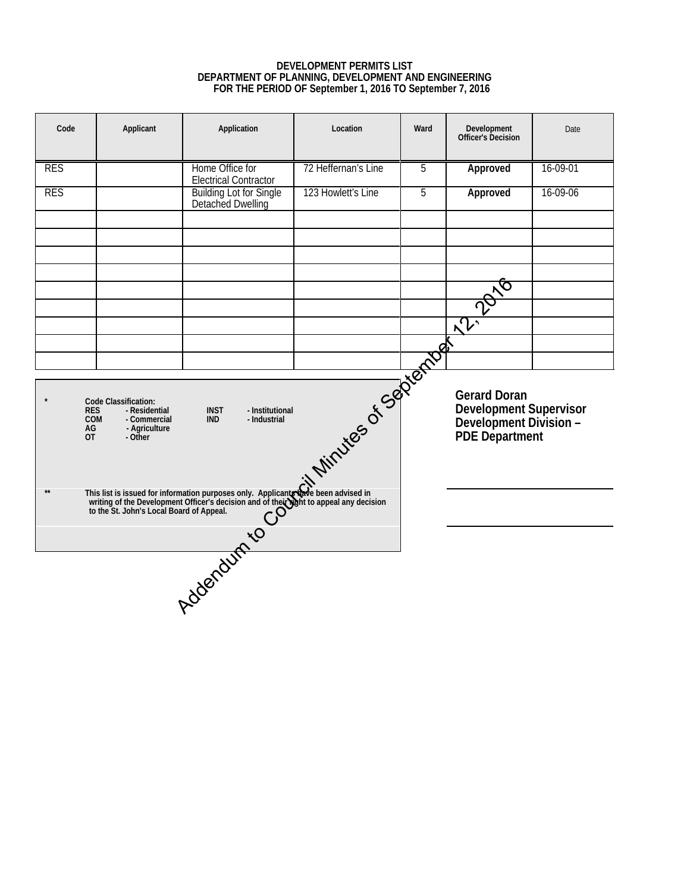**DEVELOPMENT PERMITS LIST**
**DEPARTMENT OF PLANNING, DEVELOPMENT AND ENGINEERING**
**FOR THE PERIOD OF September 1, 2016 TO September 7, 2016**

| Code | Applicant | Application | Location | Ward | Development Officer's Decision | Date |
|---|---|---|---|---|---|---|
| RES | | Home Office for Electrical Contractor | 72 Heffernan's Line | 5 | **Approved** | 16-09-01 |
| RES | | Building Lot for Single Detached Dwelling | 123 Howlett's Line | 5 | **Approved** | 16-09-06 |
| | | | | | | |
| | | | | | | |
| | | | | | | |
| | | | | | | |
| | | | | | | |
| | | | | | | |
| | | | | | | |
| | | | | | | |
| | | | | | | |

Addendum to Council Minutes of September 12, 2016

| | | | | |
|---|---|---|---|---|
| * | **Code Classification:** | | | |
| | **RES** - Residential | | **INST** - Institutional | |
| | **COM** - Commercial | | **IND** - Industrial | |
| | **AG** - Agriculture | | | |
| | **OT** - Other | | | |

** **This list is issued for information purposes only. Applicants have been advised in writing of the Development Officer's decision and of their right to appeal any decision to the St. John's Local Board of Appeal.**

**Gerard Doran**
**Development Supervisor**
**Development Division –**
**PDE Department**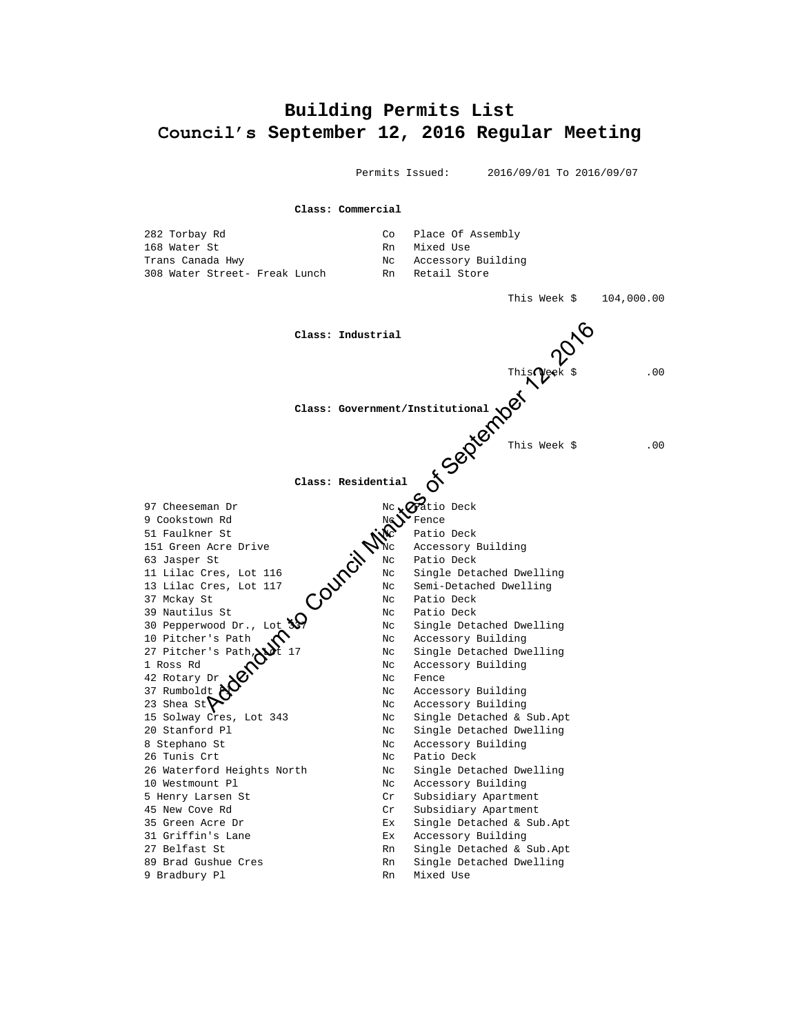# Building Permits List
## Council's September 12, 2016 Regular Meeting

Permits Issued: 2016/09/01 To 2016/09/07

**Class: Commercial**

| | | |
|---|---|---|
| 282 Torbay Rd | Co | Place Of Assembly |
| 168 Water St | Rn | Mixed Use |
| Trans Canada Hwy | Nc | Accessory Building |
| 308 Water Street- Freak Lunch | Rn | Retail Store |

This Week $ 104,000.00

**Class: Industrial**

This Week $ .00

**Class: Government/Institutional**

This Week $ .00

**Class: Residential**

| | | |
|---|---|---|
| 97 Cheeseman Dr | Nc | Patio Deck |
| 9 Cookstown Rd | Nc | Fence |
| 51 Faulkner St | Nc | Patio Deck |
| 151 Green Acre Drive | Nc | Accessory Building |
| 63 Jasper St | Nc | Patio Deck |
| 11 Lilac Cres, Lot 116 | Nc | Single Detached Dwelling |
| 13 Lilac Cres, Lot 117 | Nc | Semi-Detached Dwelling |
| 37 Mckay St | Nc | Patio Deck |
| 39 Nautilus St | Nc | Patio Deck |
| 30 Pepperwood Dr., Lot 337 | Nc | Single Detached Dwelling |
| 10 Pitcher's Path | Nc | Accessory Building |
| 27 Pitcher's Path, Lot 17 | Nc | Single Detached Dwelling |
| 1 Ross Rd | Nc | Accessory Building |
| 42 Rotary Dr | Nc | Fence |
| 37 Rumboldt Pl | Nc | Accessory Building |
| 23 Shea St | Nc | Accessory Building |
| 15 Solway Cres, Lot 343 | Nc | Single Detached & Sub.Apt |
| 20 Stanford Pl | Nc | Single Detached Dwelling |
| 8 Stephano St | Nc | Accessory Building |
| 26 Tunis Crt | Nc | Patio Deck |
| 26 Waterford Heights North | Nc | Single Detached Dwelling |
| 10 Westmount Pl | Nc | Accessory Building |
| 5 Henry Larsen St | Cr | Subsidiary Apartment |
| 45 New Cove Rd | Cr | Subsidiary Apartment |
| 35 Green Acre Dr | Ex | Single Detached & Sub.Apt |
| 31 Griffin's Lane | Ex | Accessory Building |
| 27 Belfast St | Rn | Single Detached & Sub.Apt |
| 89 Brad Gushue Cres | Rn | Single Detached Dwelling |
| 9 Bradbury Pl | Rn | Mixed Use |

Addendum to Council Minutes of September 12, 2016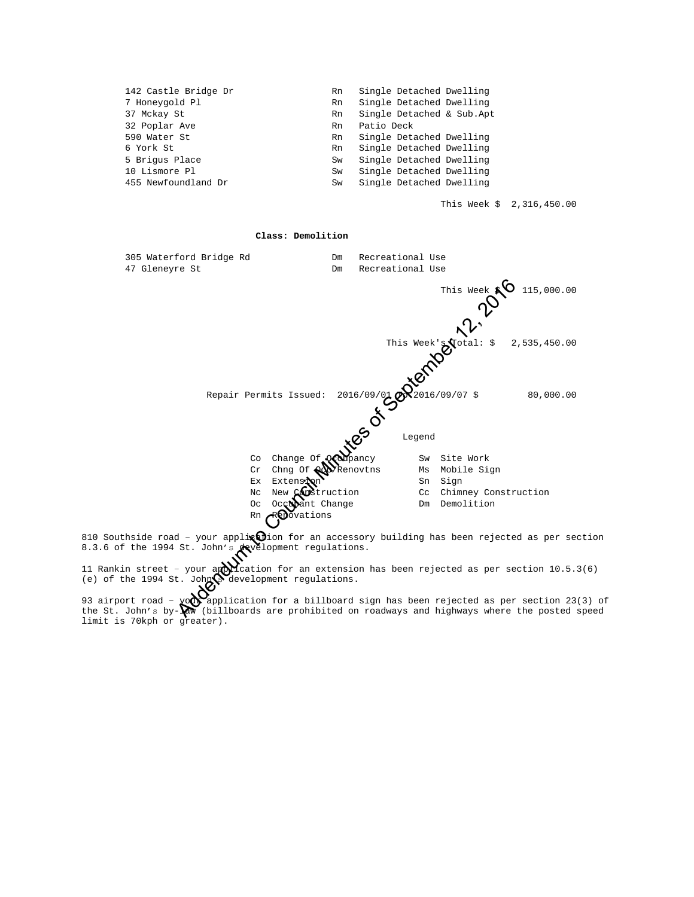| | | |
|---|---|---|
| 142 Castle Bridge Dr | Rn | Single Detached Dwelling |
| 7 Honeygold Pl | Rn | Single Detached Dwelling |
| 37 Mckay St | Rn | Single Detached & Sub.Apt |
| 32 Poplar Ave | Rn | Patio Deck |
| 590 Water St | Rn | Single Detached Dwelling |
| 6 York St | Rn | Single Detached Dwelling |
| 5 Brigus Place | Sw | Single Detached Dwelling |
| 10 Lismore Pl | Sw | Single Detached Dwelling |
| 455 Newfoundland Dr | Sw | Single Detached Dwelling |

This Week $ 2,316,450.00

**Class: Demolition**

| | | |
|---|---|---|
| 305 Waterford Bridge Rd | Dm | Recreational Use |
| 47 Gleneyre St | Dm | Recreational Use |

This Week $ 115,000.00

This Week's Total: $ 2,535,450.00

Repair Permits Issued: 2016/09/01 To 2016/09/07 $ 80,000.00

Legend

| | | | |
|---|---|---|---|
| Co | Change Of Occupancy | Sw | Site Work |
| Cr | Chng Of Occ/Renovtns | Ms | Mobile Sign |
| Ex | Extension | Sn | Sign |
| Nc | New Construction | Cc | Chimney Construction |
| Oc | Occupant Change | Dm | Demolition |
| Rn | Renovations | | |

810 Southside road – your application for an accessory building has been rejected as per section 8.3.6 of the 1994 St. John's development regulations.

11 Rankin street – your application for an extension has been rejected as per section 10.5.3(6) (e) of the 1994 St. John's development regulations.

93 airport road – your application for a billboard sign has been rejected as per section 23(3) of the St. John's by-law (billboards are prohibited on roadways and highways where the posted speed limit is 70kph or greater).

Addendum to Council Minutes of September 12, 2016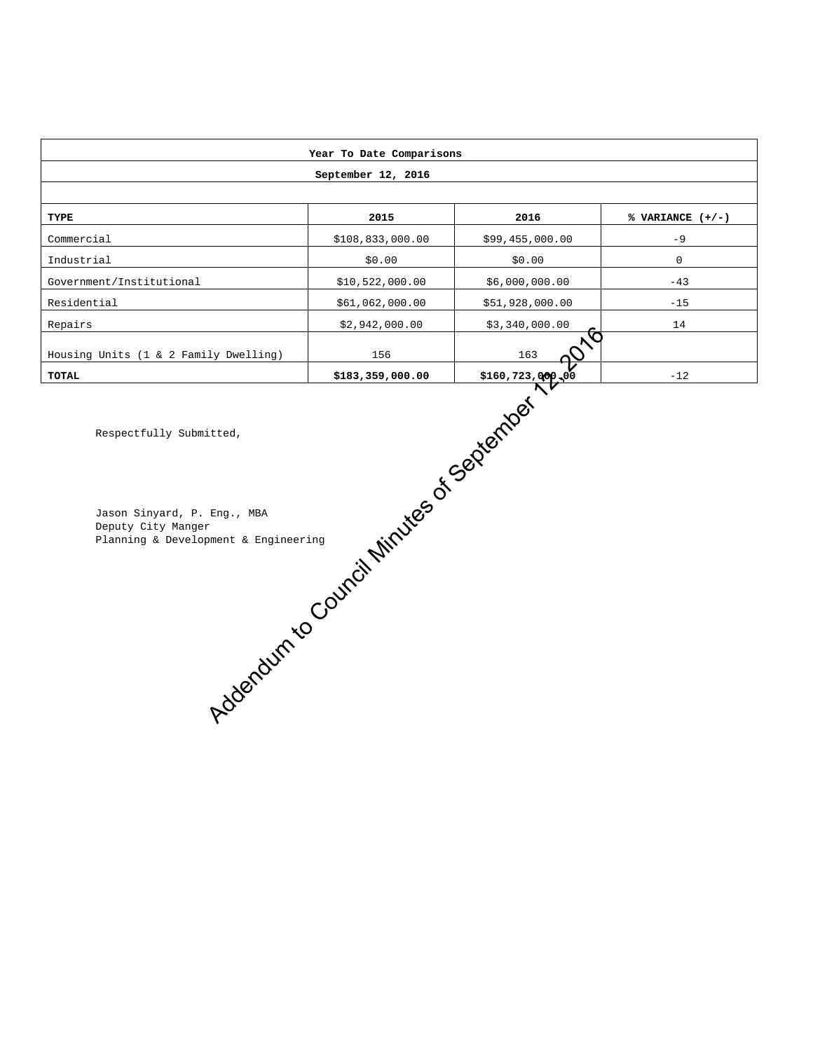| Year To Date Comparisons | | | |
|---|---|---|---|
| **September 12, 2016** | | | |
| | | | |
| **TYPE** | **2015** | **2016** | **% VARIANCE (+/-)** |
| Commercial | $108,833,000.00 | $99,455,000.00 | -9 |
| Industrial | $0.00 | $0.00 | 0 |
| Government/Institutional | $10,522,000.00 | $6,000,000.00 | -43 |
| Residential | $61,062,000.00 | $51,928,000.00 | -15 |
| Repairs | $2,942,000.00 | $3,340,000.00 | 14 |
| Housing Units (1 & 2 Family Dwelling) | 156 | 163 | |
| **TOTAL** | **$183,359,000.00** | **$160,723,000.00** | -12 |

Respectfully Submitted,

Jason Sinyard, P. Eng., MBA
Deputy City Manger
Planning & Development & Engineering

Addendum to Council Minutes of September 12, 2016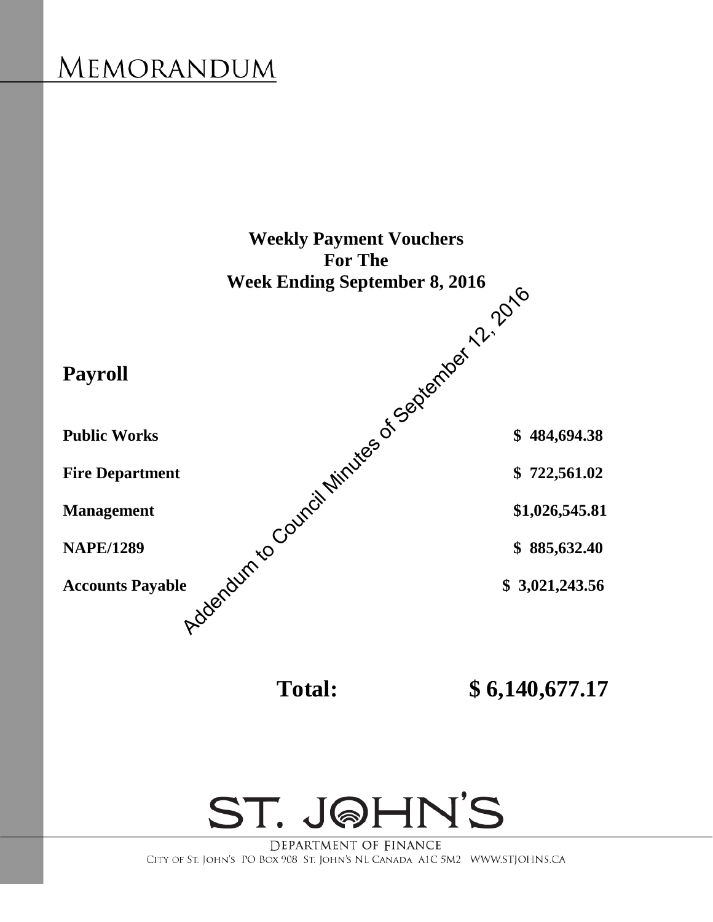# MEMORANDUM

**Weekly Payment Vouchers**
**For The**
**Week Ending September 8, 2016**

Addendum to Council Minutes of September 12, 2016

## Payroll

| | |
|---|---|
| **Public Works** | **$ 484,694.38** |
| **Fire Department** | **$ 722,561.02** |
| **Management** | **$1,026,545.81** |
| **NAPE/1289** | **$ 885,632.40** |
| **Accounts Payable** | **$ 3,021,243.56** |

**Total: $ 6,140,677.17**

ST. JOHN'S

DEPARTMENT OF FINANCE
CITY OF ST. JOHN'S PO BOX 908 ST. JOHN'S NL CANADA A1C 5M2 WWW.STJOHNS.CA